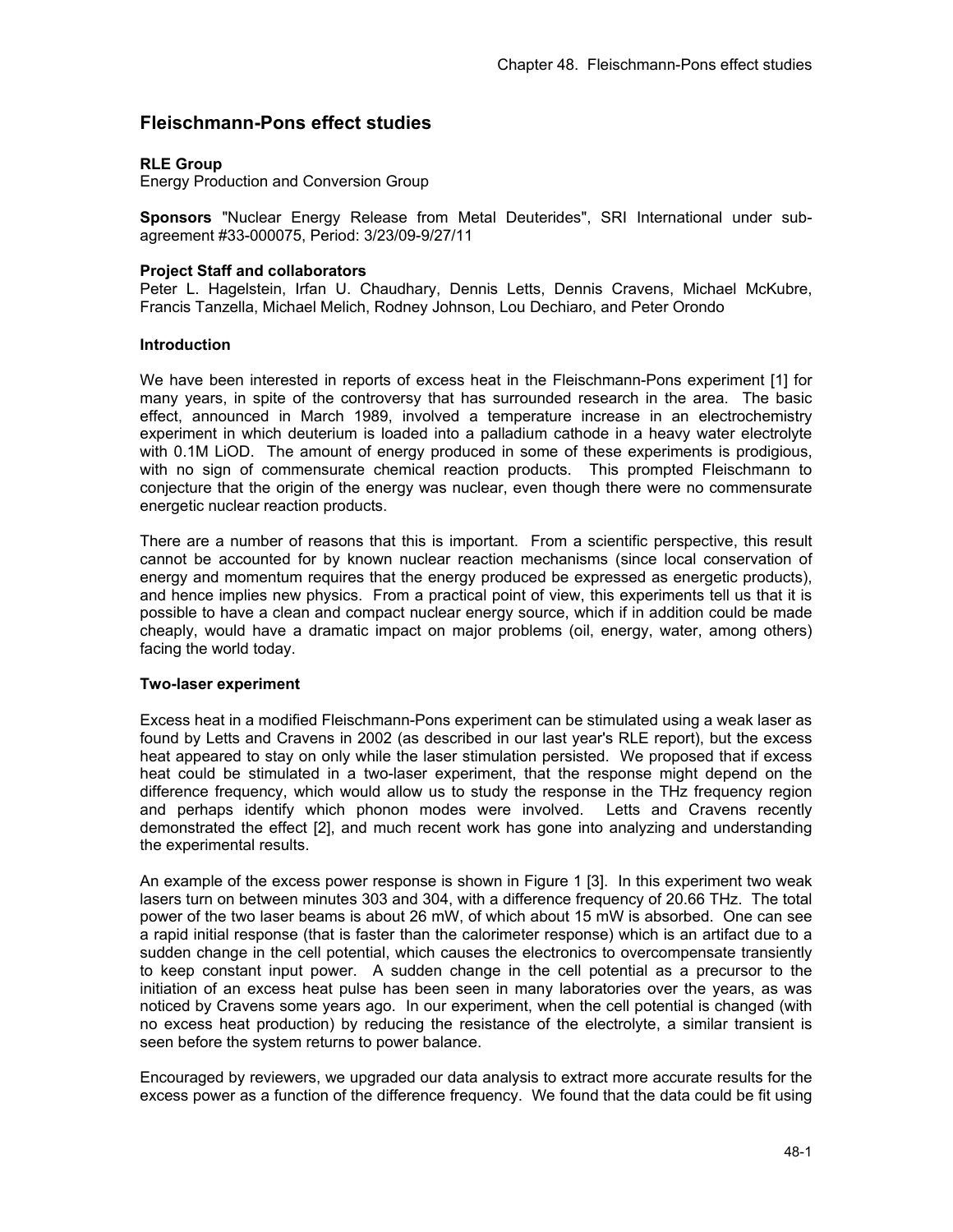# Fleischmann-Pons effect studies

**RLE Group**
Energy Production and Conversion Group

**Sponsors** "Nuclear Energy Release from Metal Deuterides", SRI International under sub-agreement #33-000075, Period: 3/23/09-9/27/11

**Project Staff and collaborators**
Peter L. Hagelstein, Irfan U. Chaudhary, Dennis Letts, Dennis Cravens, Michael McKubre, Francis Tanzella, Michael Melich, Rodney Johnson, Lou Dechiaro, and Peter Orondo

**Introduction**

We have been interested in reports of excess heat in the Fleischmann-Pons experiment [1] for many years, in spite of the controversy that has surrounded research in the area. The basic effect, announced in March 1989, involved a temperature increase in an electrochemistry experiment in which deuterium is loaded into a palladium cathode in a heavy water electrolyte with 0.1M LiOD. The amount of energy produced in some of these experiments is prodigious, with no sign of commensurate chemical reaction products. This prompted Fleischmann to conjecture that the origin of the energy was nuclear, even though there were no commensurate energetic nuclear reaction products.

There are a number of reasons that this is important. From a scientific perspective, this result cannot be accounted for by known nuclear reaction mechanisms (since local conservation of energy and momentum requires that the energy produced be expressed as energetic products), and hence implies new physics. From a practical point of view, this experiments tell us that it is possible to have a clean and compact nuclear energy source, which if in addition could be made cheaply, would have a dramatic impact on major problems (oil, energy, water, among others) facing the world today.

**Two-laser experiment**

Excess heat in a modified Fleischmann-Pons experiment can be stimulated using a weak laser as found by Letts and Cravens in 2002 (as described in our last year's RLE report), but the excess heat appeared to stay on only while the laser stimulation persisted. We proposed that if excess heat could be stimulated in a two-laser experiment, that the response might depend on the difference frequency, which would allow us to study the response in the THz frequency region and perhaps identify which phonon modes were involved. Letts and Cravens recently demonstrated the effect [2], and much recent work has gone into analyzing and understanding the experimental results.

An example of the excess power response is shown in Figure 1 [3]. In this experiment two weak lasers turn on between minutes 303 and 304, with a difference frequency of 20.66 THz. The total power of the two laser beams is about 26 mW, of which about 15 mW is absorbed. One can see a rapid initial response (that is faster than the calorimeter response) which is an artifact due to a sudden change in the cell potential, which causes the electronics to overcompensate transiently to keep constant input power. A sudden change in the cell potential as a precursor to the initiation of an excess heat pulse has been seen in many laboratories over the years, as was noticed by Cravens some years ago. In our experiment, when the cell potential is changed (with no excess heat production) by reducing the resistance of the electrolyte, a similar transient is seen before the system returns to power balance.

Encouraged by reviewers, we upgraded our data analysis to extract more accurate results for the excess power as a function of the difference frequency. We found that the data could be fit using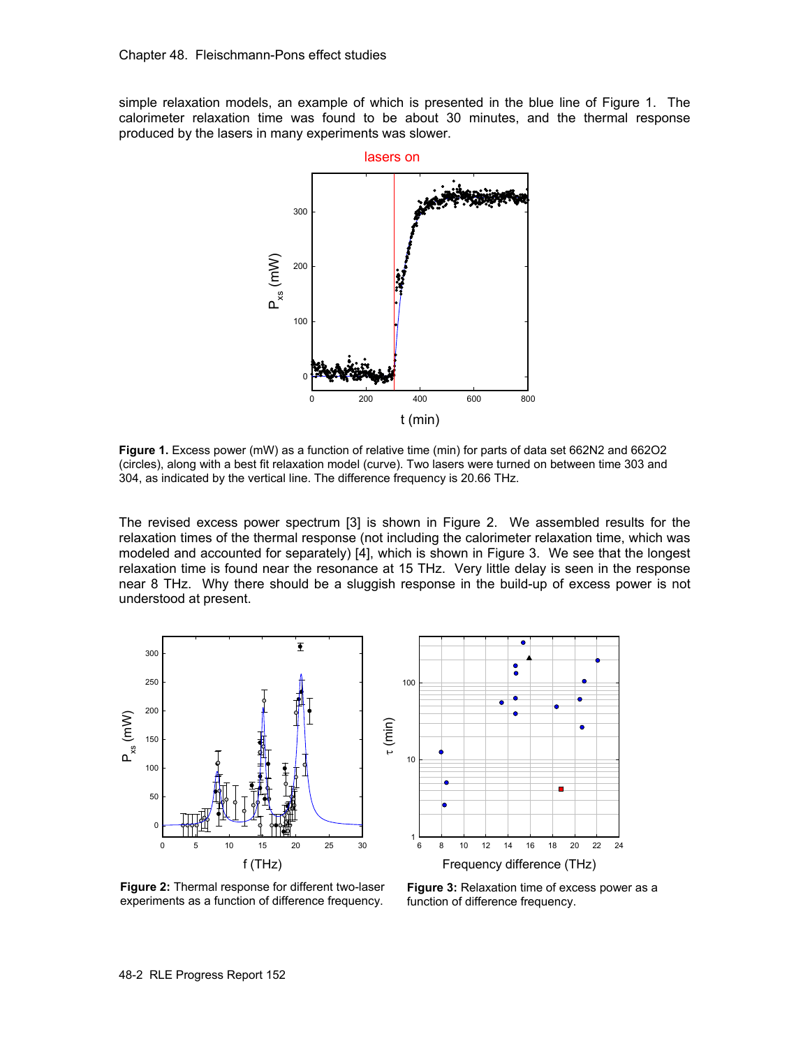simple relaxation models, an example of which is presented in the blue line of Figure 1. The calorimeter relaxation time was found to be about 30 minutes, and the thermal response produced by the lasers in many experiments was slower.

**Figure 1.** Excess power (mW) as a function of relative time (min) for parts of data set 662N2 and 662O2 (circles), along with a best fit relaxation model (curve). Two lasers were turned on between time 303 and 304, as indicated by the vertical line. The difference frequency is 20.66 THz.

The revised excess power spectrum [3] is shown in Figure 2. We assembled results for the relaxation times of the thermal response (not including the calorimeter relaxation time, which was modeled and accounted for separately) [4], which is shown in Figure 3. We see that the longest relaxation time is found near the resonance at 15 THz. Very little delay is seen in the response near 8 THz. Why there should be a sluggish response in the build-up of excess power is not understood at present.

**Figure 2:** Thermal response for different two-laser experiments as a function of difference frequency.

**Figure 3:** Relaxation time of excess power as a function of difference frequency.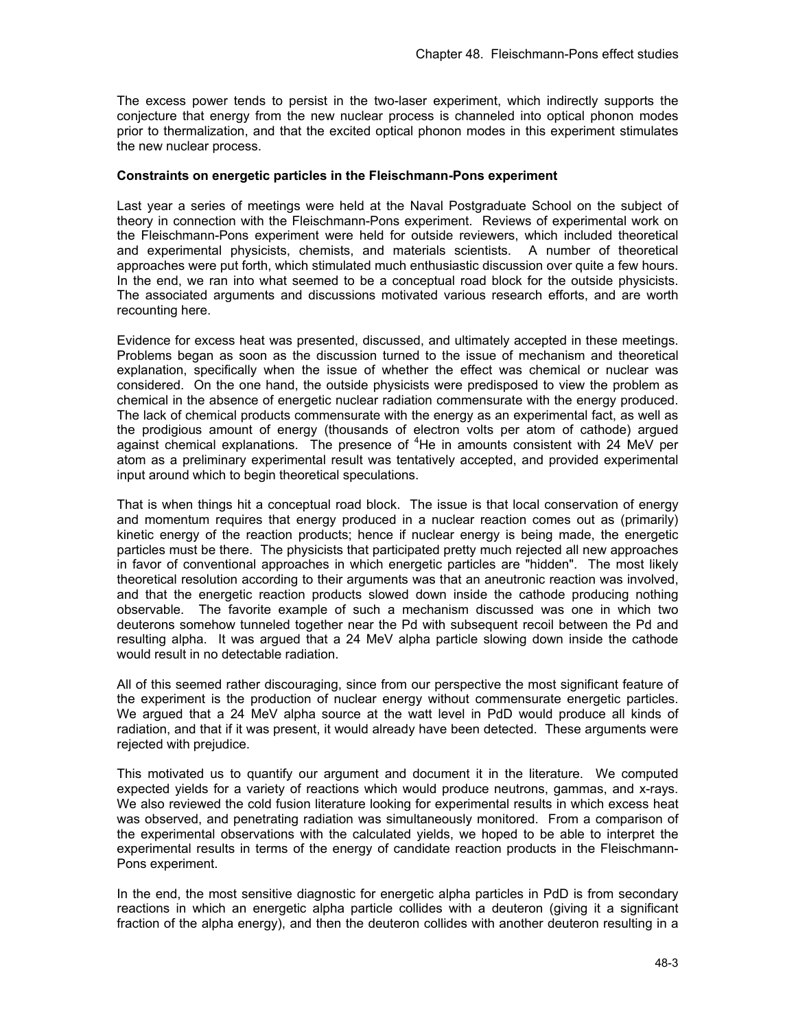The excess power tends to persist in the two-laser experiment, which indirectly supports the conjecture that energy from the new nuclear process is channeled into optical phonon modes prior to thermalization, and that the excited optical phonon modes in this experiment stimulates the new nuclear process.

**Constraints on energetic particles in the Fleischmann-Pons experiment**

Last year a series of meetings were held at the Naval Postgraduate School on the subject of theory in connection with the Fleischmann-Pons experiment. Reviews of experimental work on the Fleischmann-Pons experiment were held for outside reviewers, which included theoretical and experimental physicists, chemists, and materials scientists. A number of theoretical approaches were put forth, which stimulated much enthusiastic discussion over quite a few hours. In the end, we ran into what seemed to be a conceptual road block for the outside physicists. The associated arguments and discussions motivated various research efforts, and are worth recounting here.

Evidence for excess heat was presented, discussed, and ultimately accepted in these meetings. Problems began as soon as the discussion turned to the issue of mechanism and theoretical explanation, specifically when the issue of whether the effect was chemical or nuclear was considered. On the one hand, the outside physicists were predisposed to view the problem as chemical in the absence of energetic nuclear radiation commensurate with the energy produced. The lack of chemical products commensurate with the energy as an experimental fact, as well as the prodigious amount of energy (thousands of electron volts per atom of cathode) argued against chemical explanations. The presence of $^4$He in amounts consistent with 24 MeV per atom as a preliminary experimental result was tentatively accepted, and provided experimental input around which to begin theoretical speculations.

That is when things hit a conceptual road block. The issue is that local conservation of energy and momentum requires that energy produced in a nuclear reaction comes out as (primarily) kinetic energy of the reaction products; hence if nuclear energy is being made, the energetic particles must be there. The physicists that participated pretty much rejected all new approaches in favor of conventional approaches in which energetic particles are "hidden". The most likely theoretical resolution according to their arguments was that an aneutronic reaction was involved, and that the energetic reaction products slowed down inside the cathode producing nothing observable. The favorite example of such a mechanism discussed was one in which two deuterons somehow tunneled together near the Pd with subsequent recoil between the Pd and resulting alpha. It was argued that a 24 MeV alpha particle slowing down inside the cathode would result in no detectable radiation.

All of this seemed rather discouraging, since from our perspective the most significant feature of the experiment is the production of nuclear energy without commensurate energetic particles. We argued that a 24 MeV alpha source at the watt level in PdD would produce all kinds of radiation, and that if it was present, it would already have been detected. These arguments were rejected with prejudice.

This motivated us to quantify our argument and document it in the literature. We computed expected yields for a variety of reactions which would produce neutrons, gammas, and x-rays. We also reviewed the cold fusion literature looking for experimental results in which excess heat was observed, and penetrating radiation was simultaneously monitored. From a comparison of the experimental observations with the calculated yields, we hoped to be able to interpret the experimental results in terms of the energy of candidate reaction products in the Fleischmann-Pons experiment.

In the end, the most sensitive diagnostic for energetic alpha particles in PdD is from secondary reactions in which an energetic alpha particle collides with a deuteron (giving it a significant fraction of the alpha energy), and then the deuteron collides with another deuteron resulting in a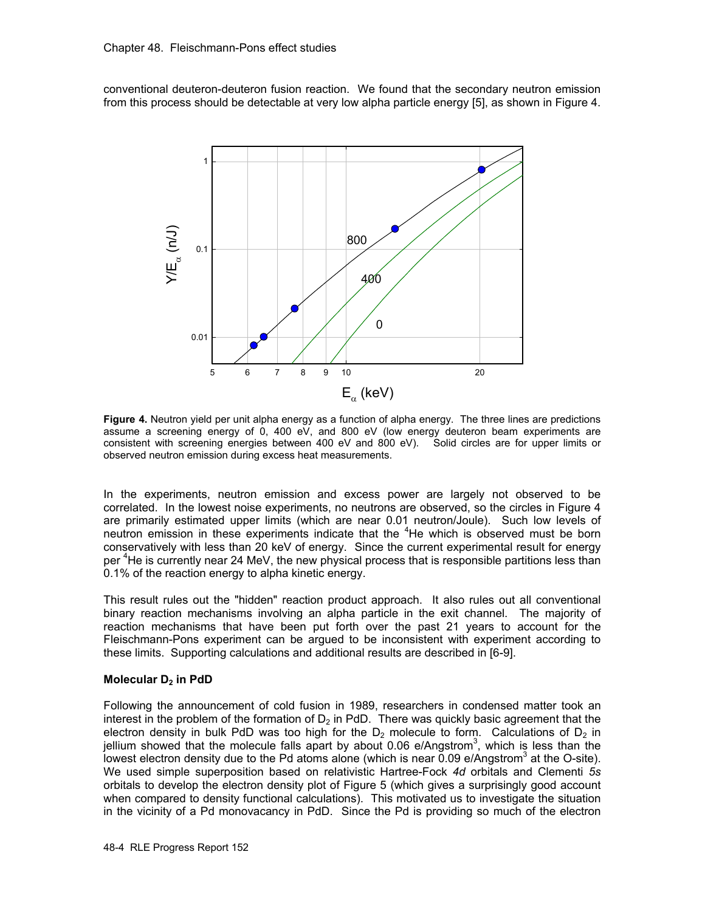conventional deuteron-deuteron fusion reaction. We found that the secondary neutron emission from this process should be detectable at very low alpha particle energy [5], as shown in Figure 4.

**Figure 4.** Neutron yield per unit alpha energy as a function of alpha energy. The three lines are predictions assume a screening energy of 0, 400 eV, and 800 eV (low energy deuteron beam experiments are consistent with screening energies between 400 eV and 800 eV). Solid circles are for upper limits or observed neutron emission during excess heat measurements.

In the experiments, neutron emission and excess power are largely not observed to be correlated. In the lowest noise experiments, no neutrons are observed, so the circles in Figure 4 are primarily estimated upper limits (which are near 0.01 neutron/Joule). Such low levels of neutron emission in these experiments indicate that the $^4$He which is observed must be born conservatively with less than 20 keV of energy. Since the current experimental result for energy per $^4$He is currently near 24 MeV, the new physical process that is responsible partitions less than 0.1% of the reaction energy to alpha kinetic energy.

This result rules out the "hidden" reaction product approach. It also rules out all conventional binary reaction mechanisms involving an alpha particle in the exit channel. The majority of reaction mechanisms that have been put forth over the past 21 years to account for the Fleischmann-Pons experiment can be argued to be inconsistent with experiment according to these limits. Supporting calculations and additional results are described in [6-9].

**Molecular $D_2$ in PdD**

Following the announcement of cold fusion in 1989, researchers in condensed matter took an interest in the problem of the formation of $D_2$ in PdD. There was quickly basic agreement that the electron density in bulk PdD was too high for the $D_2$ molecule to form. Calculations of $D_2$ in jellium showed that the molecule falls apart by about 0.06 e/Angstrom$^3$, which is less than the lowest electron density due to the Pd atoms alone (which is near 0.09 e/Angstrom$^3$ at the O-site). We used simple superposition based on relativistic Hartree-Fock *4d* orbitals and Clementi *5s* orbitals to develop the electron density plot of Figure 5 (which gives a surprisingly good account when compared to density functional calculations). This motivated us to investigate the situation in the vicinity of a Pd monovacancy in PdD. Since the Pd is providing so much of the electron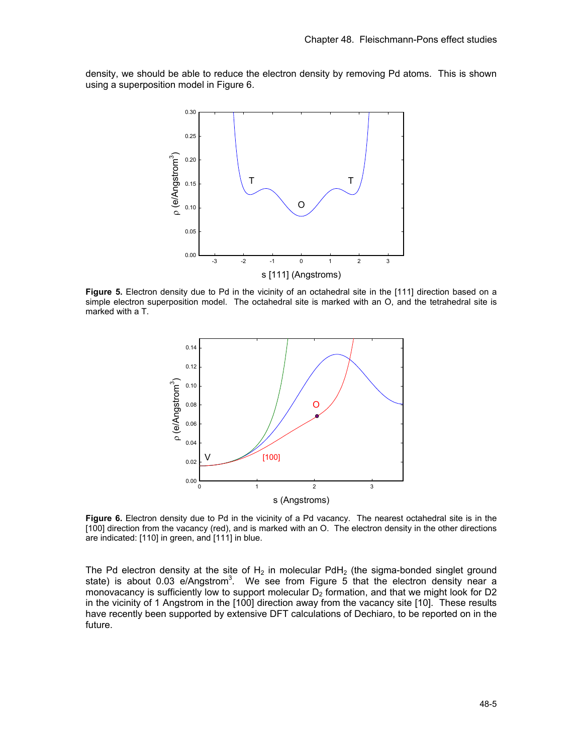density, we should be able to reduce the electron density by removing Pd atoms. This is shown using a superposition model in Figure 6.

**Figure 5.** Electron density due to Pd in the vicinity of an octahedral site in the [111] direction based on a simple electron superposition model. The octahedral site is marked with an O, and the tetrahedral site is marked with a T.

**Figure 6.** Electron density due to Pd in the vicinity of a Pd vacancy. The nearest octahedral site is in the [100] direction from the vacancy (red), and is marked with an O. The electron density in the other directions are indicated: [110] in green, and [111] in blue.

The Pd electron density at the site of $H_2$ in molecular $PdH_2$ (the sigma-bonded singlet ground state) is about 0.03 e/Angstrom$^3$. We see from Figure 5 that the electron density near a monovacancy is sufficiently low to support molecular $D_2$ formation, and that we might look for D2 in the vicinity of 1 Angstrom in the [100] direction away from the vacancy site [10]. These results have recently been supported by extensive DFT calculations of Dechiaro, to be reported on in the future.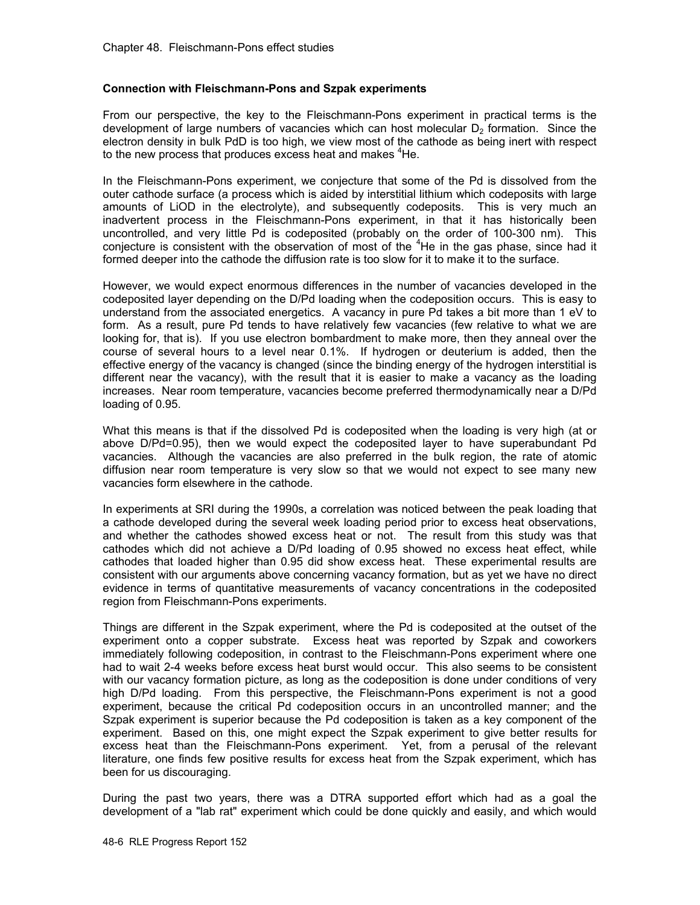### Connection with Fleischmann-Pons and Szpak experiments

From our perspective, the key to the Fleischmann-Pons experiment in practical terms is the development of large numbers of vacancies which can host molecular $D_2$ formation. Since the electron density in bulk PdD is too high, we view most of the cathode as being inert with respect to the new process that produces excess heat and makes $^4He$.

In the Fleischmann-Pons experiment, we conjecture that some of the Pd is dissolved from the outer cathode surface (a process which is aided by interstitial lithium which codeposits with large amounts of LiOD in the electrolyte), and subsequently codeposits. This is very much an inadvertent process in the Fleischmann-Pons experiment, in that it has historically been uncontrolled, and very little Pd is codeposited (probably on the order of 100-300 nm). This conjecture is consistent with the observation of most of the $^4He$ in the gas phase, since had it formed deeper into the cathode the diffusion rate is too slow for it to make it to the surface.

However, we would expect enormous differences in the number of vacancies developed in the codeposited layer depending on the D/Pd loading when the codeposition occurs. This is easy to understand from the associated energetics. A vacancy in pure Pd takes a bit more than 1 eV to form. As a result, pure Pd tends to have relatively few vacancies (few relative to what we are looking for, that is). If you use electron bombardment to make more, then they anneal over the course of several hours to a level near 0.1%. If hydrogen or deuterium is added, then the effective energy of the vacancy is changed (since the binding energy of the hydrogen interstitial is different near the vacancy), with the result that it is easier to make a vacancy as the loading increases. Near room temperature, vacancies become preferred thermodynamically near a D/Pd loading of 0.95.

What this means is that if the dissolved Pd is codeposited when the loading is very high (at or above D/Pd=0.95), then we would expect the codeposited layer to have superabundant Pd vacancies. Although the vacancies are also preferred in the bulk region, the rate of atomic diffusion near room temperature is very slow so that we would not expect to see many new vacancies form elsewhere in the cathode.

In experiments at SRI during the 1990s, a correlation was noticed between the peak loading that a cathode developed during the several week loading period prior to excess heat observations, and whether the cathodes showed excess heat or not. The result from this study was that cathodes which did not achieve a D/Pd loading of 0.95 showed no excess heat effect, while cathodes that loaded higher than 0.95 did show excess heat. These experimental results are consistent with our arguments above concerning vacancy formation, but as yet we have no direct evidence in terms of quantitative measurements of vacancy concentrations in the codeposited region from Fleischmann-Pons experiments.

Things are different in the Szpak experiment, where the Pd is codeposited at the outset of the experiment onto a copper substrate. Excess heat was reported by Szpak and coworkers immediately following codeposition, in contrast to the Fleischmann-Pons experiment where one had to wait 2-4 weeks before excess heat burst would occur. This also seems to be consistent with our vacancy formation picture, as long as the codeposition is done under conditions of very high D/Pd loading. From this perspective, the Fleischmann-Pons experiment is not a good experiment, because the critical Pd codeposition occurs in an uncontrolled manner; and the Szpak experiment is superior because the Pd codeposition is taken as a key component of the experiment. Based on this, one might expect the Szpak experiment to give better results for excess heat than the Fleischmann-Pons experiment. Yet, from a perusal of the relevant literature, one finds few positive results for excess heat from the Szpak experiment, which has been for us discouraging.

During the past two years, there was a DTRA supported effort which had as a goal the development of a "lab rat" experiment which could be done quickly and easily, and which would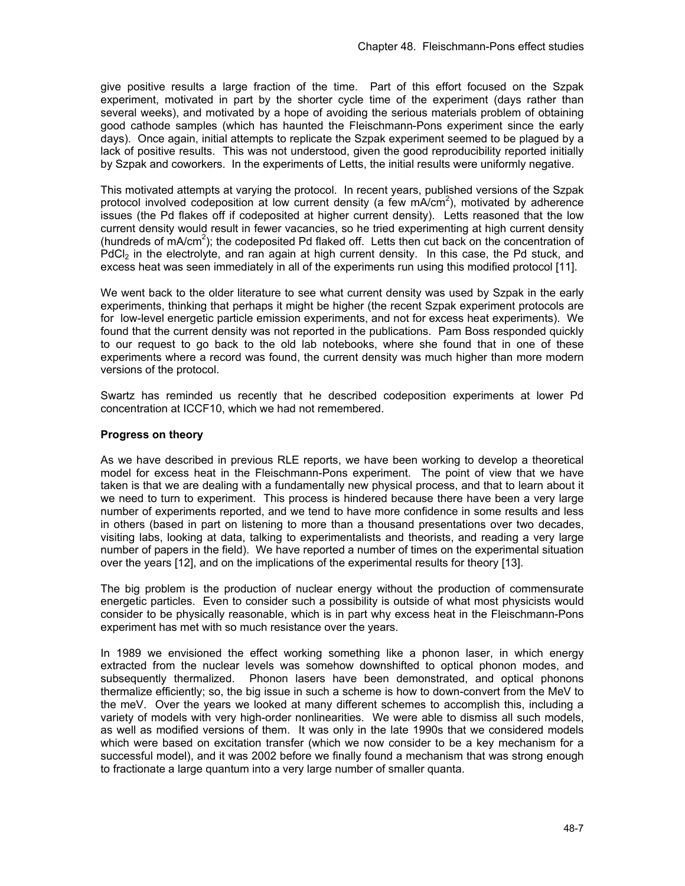give positive results a large fraction of the time. Part of this effort focused on the Szpak experiment, motivated in part by the shorter cycle time of the experiment (days rather than several weeks), and motivated by a hope of avoiding the serious materials problem of obtaining good cathode samples (which has haunted the Fleischmann-Pons experiment since the early days). Once again, initial attempts to replicate the Szpak experiment seemed to be plagued by a lack of positive results. This was not understood, given the good reproducibility reported initially by Szpak and coworkers. In the experiments of Letts, the initial results were uniformly negative.

This motivated attempts at varying the protocol. In recent years, published versions of the Szpak protocol involved codeposition at low current density (a few $mA/cm^2$), motivated by adherence issues (the Pd flakes off if codeposited at higher current density). Letts reasoned that the low current density would result in fewer vacancies, so he tried experimenting at high current density (hundreds of $mA/cm^2$); the codeposited Pd flaked off. Letts then cut back on the concentration of $PdCl_2$ in the electrolyte, and ran again at high current density. In this case, the Pd stuck, and excess heat was seen immediately in all of the experiments run using this modified protocol [11].

We went back to the older literature to see what current density was used by Szpak in the early experiments, thinking that perhaps it might be higher (the recent Szpak experiment protocols are for low-level energetic particle emission experiments, and not for excess heat experiments). We found that the current density was not reported in the publications. Pam Boss responded quickly to our request to go back to the old lab notebooks, where she found that in one of these experiments where a record was found, the current density was much higher than more modern versions of the protocol.

Swartz has reminded us recently that he described codeposition experiments at lower Pd concentration at ICCF10, which we had not remembered.

**Progress on theory**

As we have described in previous RLE reports, we have been working to develop a theoretical model for excess heat in the Fleischmann-Pons experiment. The point of view that we have taken is that we are dealing with a fundamentally new physical process, and that to learn about it we need to turn to experiment. This process is hindered because there have been a very large number of experiments reported, and we tend to have more confidence in some results and less in others (based in part on listening to more than a thousand presentations over two decades, visiting labs, looking at data, talking to experimentalists and theorists, and reading a very large number of papers in the field). We have reported a number of times on the experimental situation over the years [12], and on the implications of the experimental results for theory [13].

The big problem is the production of nuclear energy without the production of commensurate energetic particles. Even to consider such a possibility is outside of what most physicists would consider to be physically reasonable, which is in part why excess heat in the Fleischmann-Pons experiment has met with so much resistance over the years.

In 1989 we envisioned the effect working something like a phonon laser, in which energy extracted from the nuclear levels was somehow downshifted to optical phonon modes, and subsequently thermalized. Phonon lasers have been demonstrated, and optical phonons thermalize efficiently; so, the big issue in such a scheme is how to down-convert from the MeV to the meV. Over the years we looked at many different schemes to accomplish this, including a variety of models with very high-order nonlinearities. We were able to dismiss all such models, as well as modified versions of them. It was only in the late 1990s that we considered models which were based on excitation transfer (which we now consider to be a key mechanism for a successful model), and it was 2002 before we finally found a mechanism that was strong enough to fractionate a large quantum into a very large number of smaller quanta.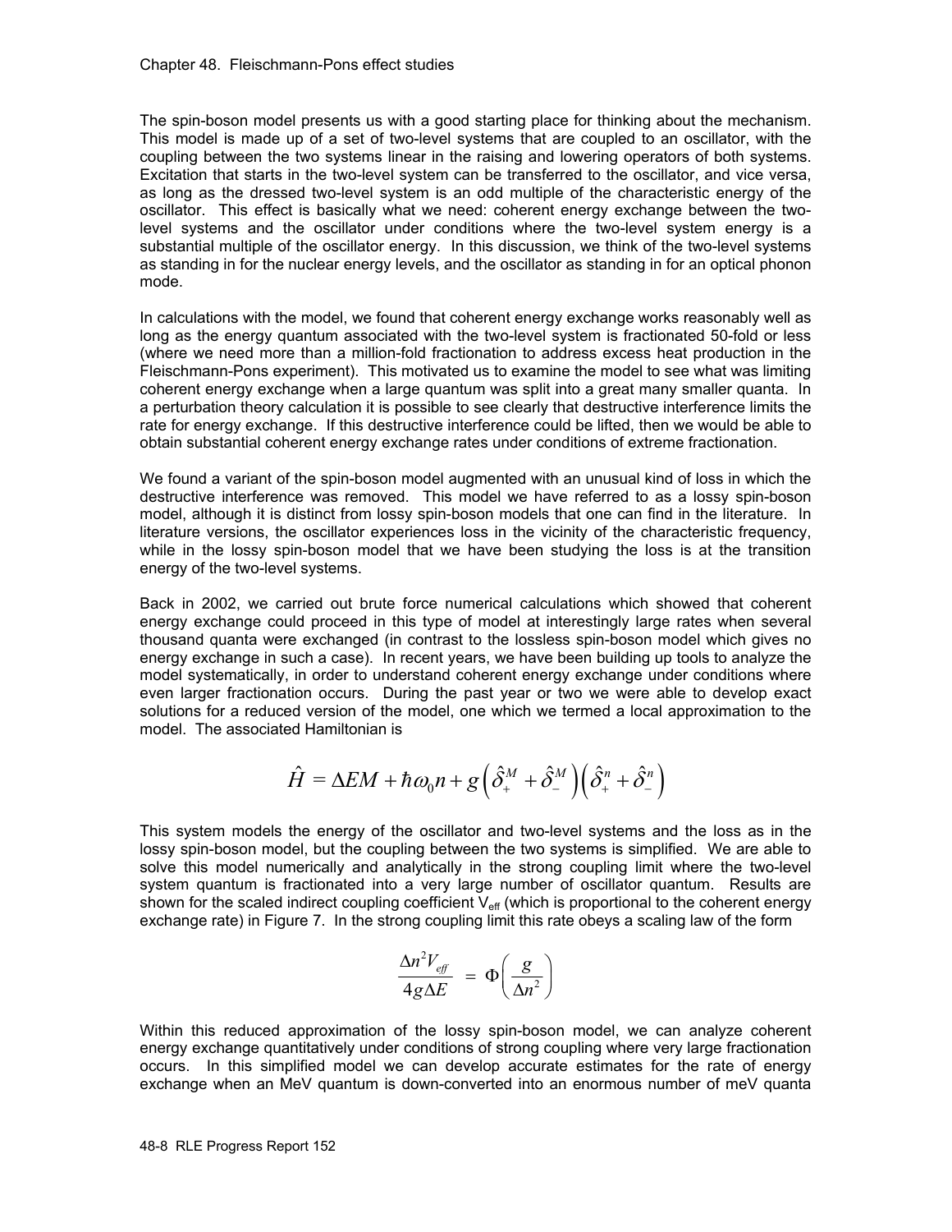The spin-boson model presents us with a good starting place for thinking about the mechanism. This model is made up of a set of two-level systems that are coupled to an oscillator, with the coupling between the two systems linear in the raising and lowering operators of both systems. Excitation that starts in the two-level system can be transferred to the oscillator, and vice versa, as long as the dressed two-level system is an odd multiple of the characteristic energy of the oscillator. This effect is basically what we need: coherent energy exchange between the two-level systems and the oscillator under conditions where the two-level system energy is a substantial multiple of the oscillator energy. In this discussion, we think of the two-level systems as standing in for the nuclear energy levels, and the oscillator as standing in for an optical phonon mode.

In calculations with the model, we found that coherent energy exchange works reasonably well as long as the energy quantum associated with the two-level system is fractionated 50-fold or less (where we need more than a million-fold fractionation to address excess heat production in the Fleischmann-Pons experiment). This motivated us to examine the model to see what was limiting coherent energy exchange when a large quantum was split into a great many smaller quanta. In a perturbation theory calculation it is possible to see clearly that destructive interference limits the rate for energy exchange. If this destructive interference could be lifted, then we would be able to obtain substantial coherent energy exchange rates under conditions of extreme fractionation.

We found a variant of the spin-boson model augmented with an unusual kind of loss in which the destructive interference was removed. This model we have referred to as a lossy spin-boson model, although it is distinct from lossy spin-boson models that one can find in the literature. In literature versions, the oscillator experiences loss in the vicinity of the characteristic frequency, while in the lossy spin-boson model that we have been studying the loss is at the transition energy of the two-level systems.

Back in 2002, we carried out brute force numerical calculations which showed that coherent energy exchange could proceed in this type of model at interestingly large rates when several thousand quanta were exchanged (in contrast to the lossless spin-boson model which gives no energy exchange in such a case). In recent years, we have been building up tools to analyze the model systematically, in order to understand coherent energy exchange under conditions where even larger fractionation occurs. During the past year or two we were able to develop exact solutions for a reduced version of the model, one which we termed a local approximation to the model. The associated Hamiltonian is

$$\hat{H} = \Delta E M + \hbar\omega_0 n + g\left(\hat{\delta}_+^M + \hat{\delta}_-^M\right)\left(\hat{\delta}_+^n + \hat{\delta}_-^n\right)$$

This system models the energy of the oscillator and two-level systems and the loss as in the lossy spin-boson model, but the coupling between the two systems is simplified. We are able to solve this model numerically and analytically in the strong coupling limit where the two-level system quantum is fractionated into a very large number of oscillator quantum. Results are shown for the scaled indirect coupling coefficient $V_{eff}$ (which is proportional to the coherent energy exchange rate) in Figure 7. In the strong coupling limit this rate obeys a scaling law of the form

$$\frac{\Delta n^2 V_{eff}}{4g\Delta E} = \Phi\left(\frac{g}{\Delta n^2}\right)$$

Within this reduced approximation of the lossy spin-boson model, we can analyze coherent energy exchange quantitatively under conditions of strong coupling where very large fractionation occurs. In this simplified model we can develop accurate estimates for the rate of energy exchange when an MeV quantum is down-converted into an enormous number of meV quanta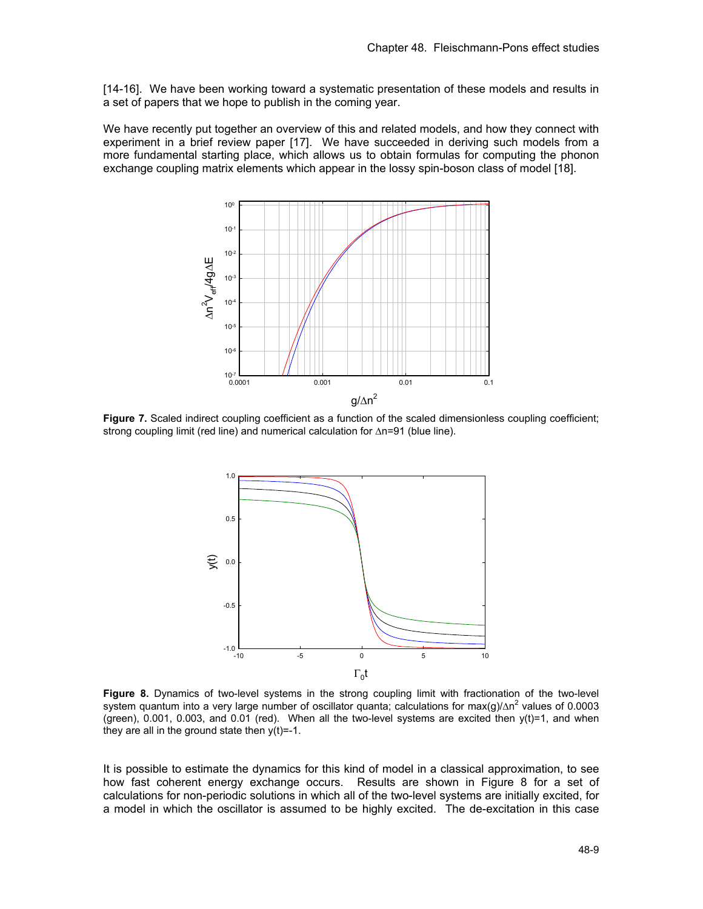[14-16]. We have been working toward a systematic presentation of these models and results in a set of papers that we hope to publish in the coming year.

We have recently put together an overview of this and related models, and how they connect with experiment in a brief review paper [17]. We have succeeded in deriving such models from a more fundamental starting place, which allows us to obtain formulas for computing the phonon exchange coupling matrix elements which appear in the lossy spin-boson class of model [18].

**Figure 7.** Scaled indirect coupling coefficient as a function of the scaled dimensionless coupling coefficient; strong coupling limit (red line) and numerical calculation for $\Delta n$=91 (blue line).

**Figure 8.** Dynamics of two-level systems in the strong coupling limit with fractionation of the two-level system quantum into a very large number of oscillator quanta; calculations for max(g)/$\Delta n^2$ values of 0.0003 (green), 0.001, 0.003, and 0.01 (red). When all the two-level systems are excited then y(t)=1, and when they are all in the ground state then y(t)=-1.

It is possible to estimate the dynamics for this kind of model in a classical approximation, to see how fast coherent energy exchange occurs. Results are shown in Figure 8 for a set of calculations for non-periodic solutions in which all of the two-level systems are initially excited, for a model in which the oscillator is assumed to be highly excited. The de-excitation in this case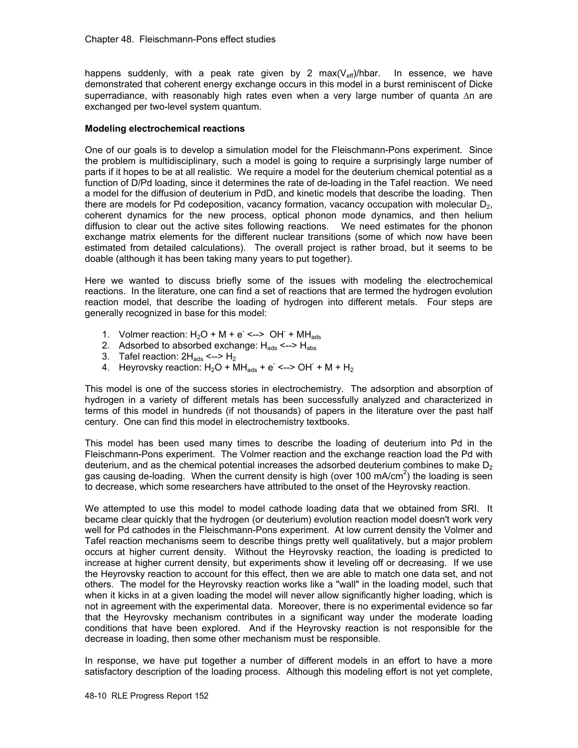happens suddenly, with a peak rate given by 2 max($V_{eff}$)/hbar. In essence, we have demonstrated that coherent energy exchange occurs in this model in a burst reminiscent of Dicke superradiance, with reasonably high rates even when a very large number of quanta $\Delta n$ are exchanged per two-level system quantum.

**Modeling electrochemical reactions**

One of our goals is to develop a simulation model for the Fleischmann-Pons experiment. Since the problem is multidisciplinary, such a model is going to require a surprisingly large number of parts if it hopes to be at all realistic. We require a model for the deuterium chemical potential as a function of D/Pd loading, since it determines the rate of de-loading in the Tafel reaction. We need a model for the diffusion of deuterium in PdD, and kinetic models that describe the loading. Then there are models for Pd codeposition, vacancy formation, vacancy occupation with molecular $D_2$, coherent dynamics for the new process, optical phonon mode dynamics, and then helium diffusion to clear out the active sites following reactions. We need estimates for the phonon exchange matrix elements for the different nuclear transitions (some of which now have been estimated from detailed calculations). The overall project is rather broad, but it seems to be doable (although it has been taking many years to put together).

Here we wanted to discuss briefly some of the issues with modeling the electrochemical reactions. In the literature, one can find a set of reactions that are termed the hydrogen evolution reaction model, that describe the loading of hydrogen into different metals. Four steps are generally recognized in base for this model:

1. Volmer reaction: $H_2O + M + e^- \leftrightarrow OH^- + MH_{ads}$
2. Adsorbed to absorbed exchange: $H_{ads} \leftrightarrow H_{abs}$
3. Tafel reaction: $2H_{ads} \leftrightarrow H_2$
4. Heyrovsky reaction: $H_2O + MH_{ads} + e^- \leftrightarrow OH^- + M + H_2$

This model is one of the success stories in electrochemistry. The adsorption and absorption of hydrogen in a variety of different metals has been successfully analyzed and characterized in terms of this model in hundreds (if not thousands) of papers in the literature over the past half century. One can find this model in electrochemistry textbooks.

This model has been used many times to describe the loading of deuterium into Pd in the Fleischmann-Pons experiment. The Volmer reaction and the exchange reaction load the Pd with deuterium, and as the chemical potential increases the adsorbed deuterium combines to make $D_2$ gas causing de-loading. When the current density is high (over 100 mA/cm$^2$) the loading is seen to decrease, which some researchers have attributed to the onset of the Heyrovsky reaction.

We attempted to use this model to model cathode loading data that we obtained from SRI. It became clear quickly that the hydrogen (or deuterium) evolution reaction model doesn't work very well for Pd cathodes in the Fleischmann-Pons experiment. At low current density the Volmer and Tafel reaction mechanisms seem to describe things pretty well qualitatively, but a major problem occurs at higher current density. Without the Heyrovsky reaction, the loading is predicted to increase at higher current density, but experiments show it leveling off or decreasing. If we use the Heyrovsky reaction to account for this effect, then we are able to match one data set, and not others. The model for the Heyrovsky reaction works like a "wall" in the loading model, such that when it kicks in at a given loading the model will never allow significantly higher loading, which is not in agreement with the experimental data. Moreover, there is no experimental evidence so far that the Heyrovsky mechanism contributes in a significant way under the moderate loading conditions that have been explored. And if the Heyrovsky reaction is not responsible for the decrease in loading, then some other mechanism must be responsible.

In response, we have put together a number of different models in an effort to have a more satisfactory description of the loading process. Although this modeling effort is not yet complete,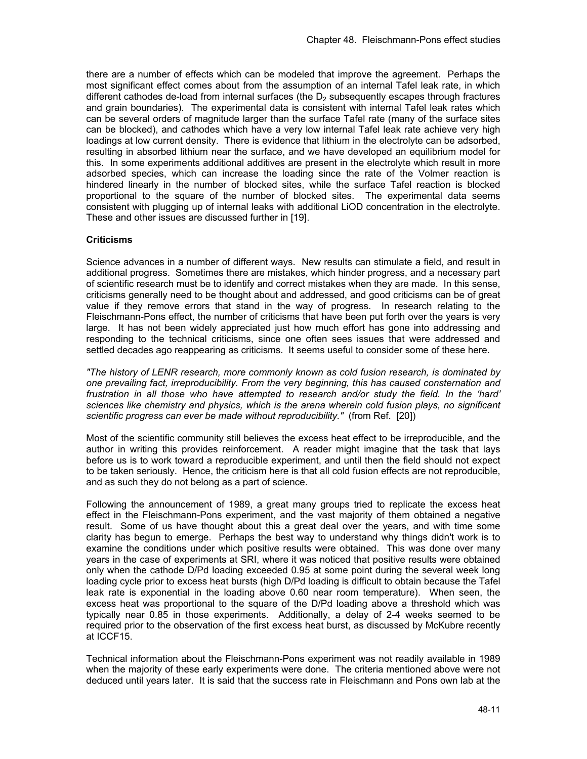there are a number of effects which can be modeled that improve the agreement. Perhaps the most significant effect comes about from the assumption of an internal Tafel leak rate, in which different cathodes de-load from internal surfaces (the $D_2$ subsequently escapes through fractures and grain boundaries). The experimental data is consistent with internal Tafel leak rates which can be several orders of magnitude larger than the surface Tafel rate (many of the surface sites can be blocked), and cathodes which have a very low internal Tafel leak rate achieve very high loadings at low current density. There is evidence that lithium in the electrolyte can be adsorbed, resulting in absorbed lithium near the surface, and we have developed an equilibrium model for this. In some experiments additional additives are present in the electrolyte which result in more adsorbed species, which can increase the loading since the rate of the Volmer reaction is hindered linearly in the number of blocked sites, while the surface Tafel reaction is blocked proportional to the square of the number of blocked sites. The experimental data seems consistent with plugging up of internal leaks with additional LiOD concentration in the electrolyte. These and other issues are discussed further in [19].

### Criticisms

Science advances in a number of different ways. New results can stimulate a field, and result in additional progress. Sometimes there are mistakes, which hinder progress, and a necessary part of scientific research must be to identify and correct mistakes when they are made. In this sense, criticisms generally need to be thought about and addressed, and good criticisms can be of great value if they remove errors that stand in the way of progress. In research relating to the Fleischmann-Pons effect, the number of criticisms that have been put forth over the years is very large. It has not been widely appreciated just how much effort has gone into addressing and responding to the technical criticisms, since one often sees issues that were addressed and settled decades ago reappearing as criticisms. It seems useful to consider some of these here.

*"The history of LENR research, more commonly known as cold fusion research, is dominated by one prevailing fact, irreproducibility. From the very beginning, this has caused consternation and frustration in all those who have attempted to research and/or study the field. In the 'hard' sciences like chemistry and physics, which is the arena wherein cold fusion plays, no significant scientific progress can ever be made without reproducibility."* (from Ref. [20])

Most of the scientific community still believes the excess heat effect to be irreproducible, and the author in writing this provides reinforcement. A reader might imagine that the task that lays before us is to work toward a reproducible experiment, and until then the field should not expect to be taken seriously. Hence, the criticism here is that all cold fusion effects are not reproducible, and as such they do not belong as a part of science.

Following the announcement of 1989, a great many groups tried to replicate the excess heat effect in the Fleischmann-Pons experiment, and the vast majority of them obtained a negative result. Some of us have thought about this a great deal over the years, and with time some clarity has begun to emerge. Perhaps the best way to understand why things didn't work is to examine the conditions under which positive results were obtained. This was done over many years in the case of experiments at SRI, where it was noticed that positive results were obtained only when the cathode D/Pd loading exceeded 0.95 at some point during the several week long loading cycle prior to excess heat bursts (high D/Pd loading is difficult to obtain because the Tafel leak rate is exponential in the loading above 0.60 near room temperature). When seen, the excess heat was proportional to the square of the D/Pd loading above a threshold which was typically near 0.85 in those experiments. Additionally, a delay of 2-4 weeks seemed to be required prior to the observation of the first excess heat burst, as discussed by McKubre recently at ICCF15.

Technical information about the Fleischmann-Pons experiment was not readily available in 1989 when the majority of these early experiments were done. The criteria mentioned above were not deduced until years later. It is said that the success rate in Fleischmann and Pons own lab at the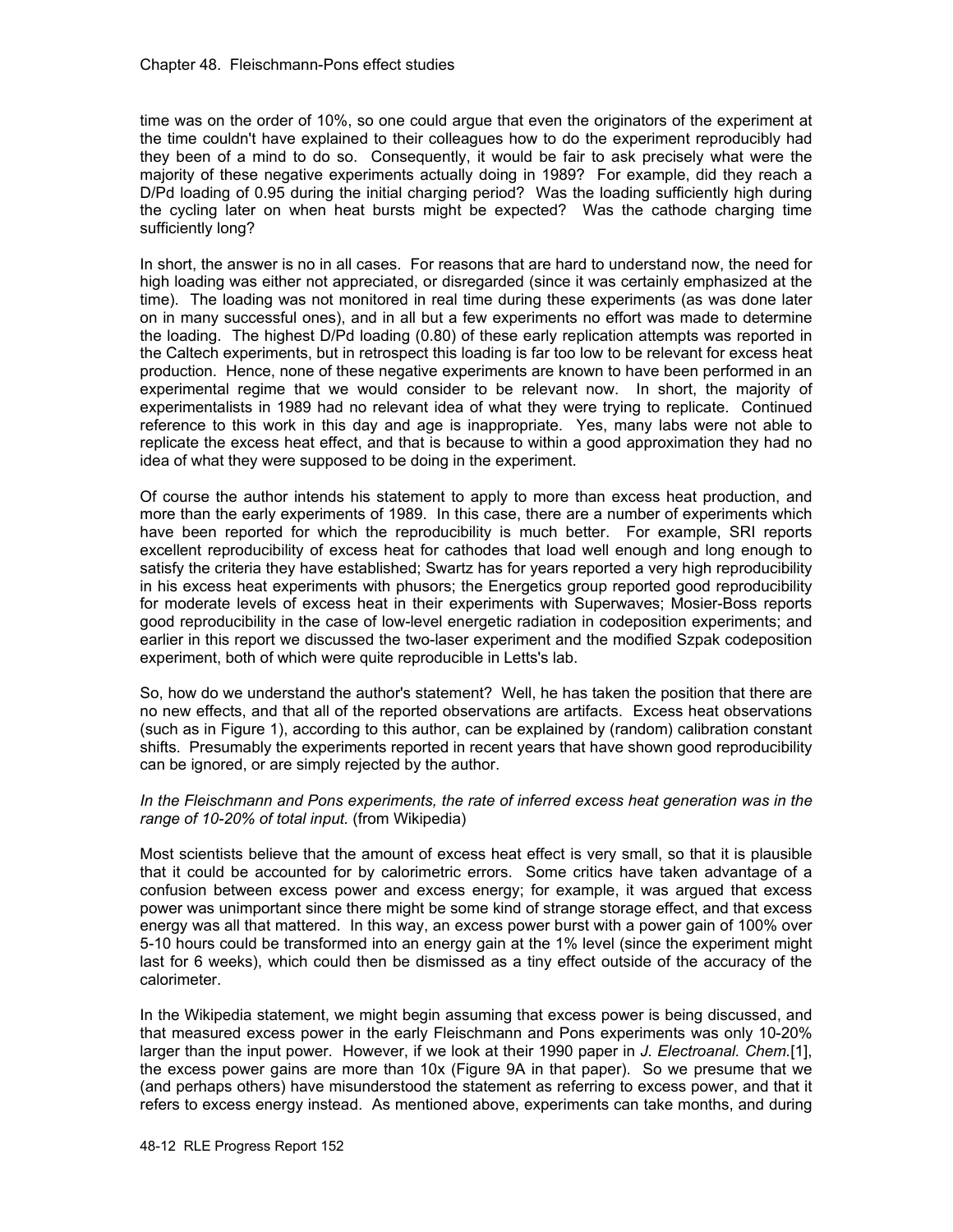time was on the order of 10%, so one could argue that even the originators of the experiment at the time couldn't have explained to their colleagues how to do the experiment reproducibly had they been of a mind to do so. Consequently, it would be fair to ask precisely what were the majority of these negative experiments actually doing in 1989? For example, did they reach a D/Pd loading of 0.95 during the initial charging period? Was the loading sufficiently high during the cycling later on when heat bursts might be expected? Was the cathode charging time sufficiently long?

In short, the answer is no in all cases. For reasons that are hard to understand now, the need for high loading was either not appreciated, or disregarded (since it was certainly emphasized at the time). The loading was not monitored in real time during these experiments (as was done later on in many successful ones), and in all but a few experiments no effort was made to determine the loading. The highest D/Pd loading (0.80) of these early replication attempts was reported in the Caltech experiments, but in retrospect this loading is far too low to be relevant for excess heat production. Hence, none of these negative experiments are known to have been performed in an experimental regime that we would consider to be relevant now. In short, the majority of experimentalists in 1989 had no relevant idea of what they were trying to replicate. Continued reference to this work in this day and age is inappropriate. Yes, many labs were not able to replicate the excess heat effect, and that is because to within a good approximation they had no idea of what they were supposed to be doing in the experiment.

Of course the author intends his statement to apply to more than excess heat production, and more than the early experiments of 1989. In this case, there are a number of experiments which have been reported for which the reproducibility is much better. For example, SRI reports excellent reproducibility of excess heat for cathodes that load well enough and long enough to satisfy the criteria they have established; Swartz has for years reported a very high reproducibility in his excess heat experiments with phusors; the Energetics group reported good reproducibility for moderate levels of excess heat in their experiments with Superwaves; Mosier-Boss reports good reproducibility in the case of low-level energetic radiation in codeposition experiments; and earlier in this report we discussed the two-laser experiment and the modified Szpak codeposition experiment, both of which were quite reproducible in Letts's lab.

So, how do we understand the author's statement? Well, he has taken the position that there are no new effects, and that all of the reported observations are artifacts. Excess heat observations (such as in Figure 1), according to this author, can be explained by (random) calibration constant shifts. Presumably the experiments reported in recent years that have shown good reproducibility can be ignored, or are simply rejected by the author.

*In the Fleischmann and Pons experiments, the rate of inferred excess heat generation was in the range of 10-20% of total input.* (from Wikipedia)

Most scientists believe that the amount of excess heat effect is very small, so that it is plausible that it could be accounted for by calorimetric errors. Some critics have taken advantage of a confusion between excess power and excess energy; for example, it was argued that excess power was unimportant since there might be some kind of strange storage effect, and that excess energy was all that mattered. In this way, an excess power burst with a power gain of 100% over 5-10 hours could be transformed into an energy gain at the 1% level (since the experiment might last for 6 weeks), which could then be dismissed as a tiny effect outside of the accuracy of the calorimeter.

In the Wikipedia statement, we might begin assuming that excess power is being discussed, and that measured excess power in the early Fleischmann and Pons experiments was only 10-20% larger than the input power. However, if we look at their 1990 paper in *J. Electroanal. Chem.*[1], the excess power gains are more than 10x (Figure 9A in that paper). So we presume that we (and perhaps others) have misunderstood the statement as referring to excess power, and that it refers to excess energy instead. As mentioned above, experiments can take months, and during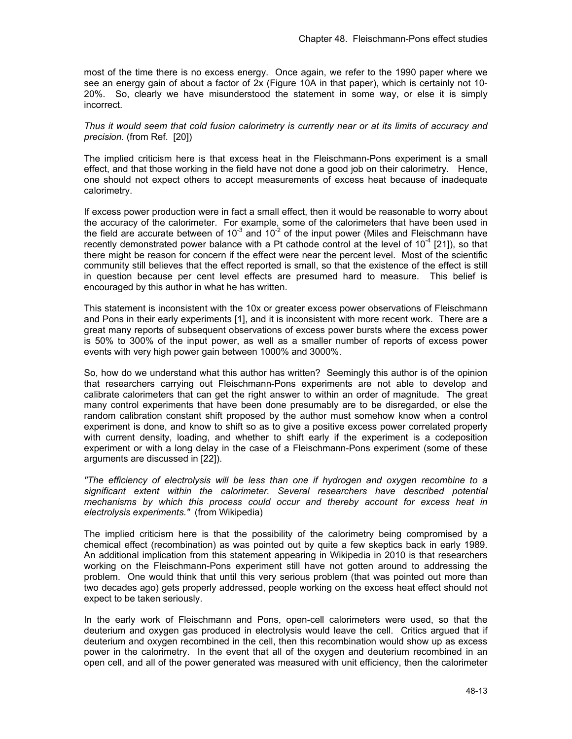most of the time there is no excess energy. Once again, we refer to the 1990 paper where we see an energy gain of about a factor of 2x (Figure 10A in that paper), which is certainly not 10-20%. So, clearly we have misunderstood the statement in some way, or else it is simply incorrect.

*Thus it would seem that cold fusion calorimetry is currently near or at its limits of accuracy and precision.* (from Ref. [20])

The implied criticism here is that excess heat in the Fleischmann-Pons experiment is a small effect, and that those working in the field have not done a good job on their calorimetry. Hence, one should not expect others to accept measurements of excess heat because of inadequate calorimetry.

If excess power production were in fact a small effect, then it would be reasonable to worry about the accuracy of the calorimeter. For example, some of the calorimeters that have been used in the field are accurate between of $10^{-3}$ and $10^{-2}$ of the input power (Miles and Fleischmann have recently demonstrated power balance with a Pt cathode control at the level of $10^{-4}$ [21]), so that there might be reason for concern if the effect were near the percent level. Most of the scientific community still believes that the effect reported is small, so that the existence of the effect is still in question because per cent level effects are presumed hard to measure. This belief is encouraged by this author in what he has written.

This statement is inconsistent with the 10x or greater excess power observations of Fleischmann and Pons in their early experiments [1], and it is inconsistent with more recent work. There are a great many reports of subsequent observations of excess power bursts where the excess power is 50% to 300% of the input power, as well as a smaller number of reports of excess power events with very high power gain between 1000% and 3000%.

So, how do we understand what this author has written? Seemingly this author is of the opinion that researchers carrying out Fleischmann-Pons experiments are not able to develop and calibrate calorimeters that can get the right answer to within an order of magnitude. The great many control experiments that have been done presumably are to be disregarded, or else the random calibration constant shift proposed by the author must somehow know when a control experiment is done, and know to shift so as to give a positive excess power correlated properly with current density, loading, and whether to shift early if the experiment is a codeposition experiment or with a long delay in the case of a Fleischmann-Pons experiment (some of these arguments are discussed in [22]).

*"The efficiency of electrolysis will be less than one if hydrogen and oxygen recombine to a significant extent within the calorimeter. Several researchers have described potential mechanisms by which this process could occur and thereby account for excess heat in electrolysis experiments."* (from Wikipedia)

The implied criticism here is that the possibility of the calorimetry being compromised by a chemical effect (recombination) as was pointed out by quite a few skeptics back in early 1989. An additional implication from this statement appearing in Wikipedia in 2010 is that researchers working on the Fleischmann-Pons experiment still have not gotten around to addressing the problem. One would think that until this very serious problem (that was pointed out more than two decades ago) gets properly addressed, people working on the excess heat effect should not expect to be taken seriously.

In the early work of Fleischmann and Pons, open-cell calorimeters were used, so that the deuterium and oxygen gas produced in electrolysis would leave the cell. Critics argued that if deuterium and oxygen recombined in the cell, then this recombination would show up as excess power in the calorimetry. In the event that all of the oxygen and deuterium recombined in an open cell, and all of the power generated was measured with unit efficiency, then the calorimeter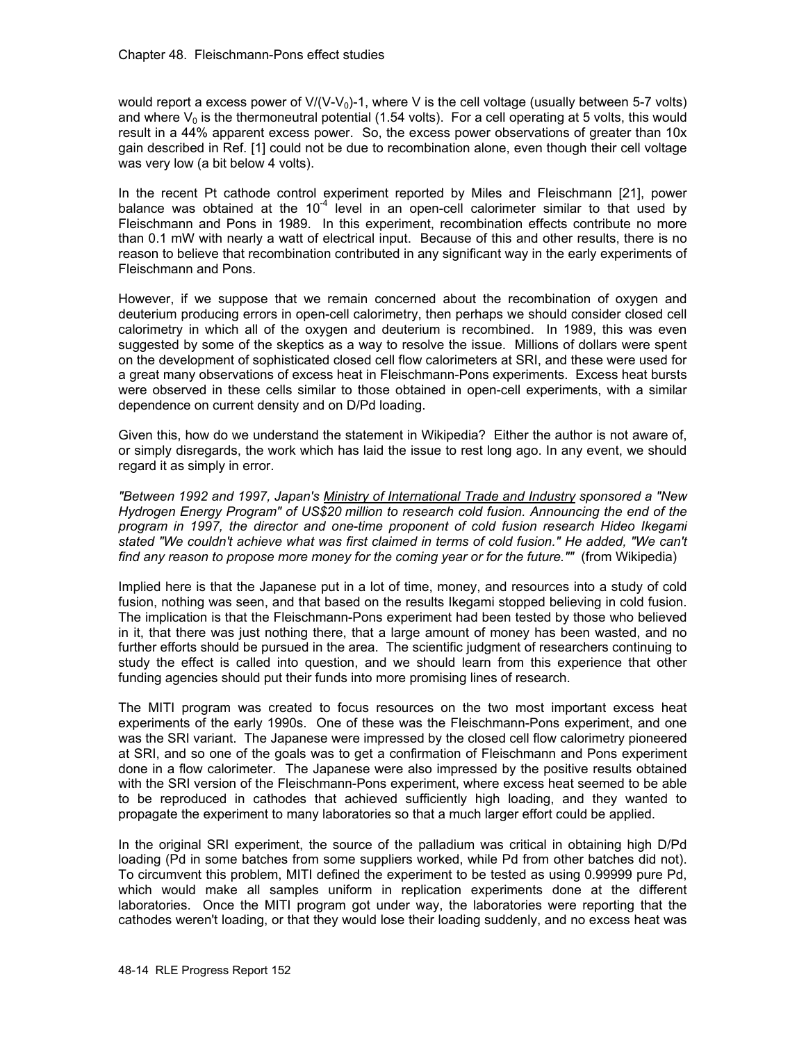would report a excess power of $V/(V-V_0)-1$, where V is the cell voltage (usually between 5-7 volts) and where $V_0$ is the thermoneutral potential (1.54 volts). For a cell operating at 5 volts, this would result in a 44% apparent excess power. So, the excess power observations of greater than 10x gain described in Ref. [1] could not be due to recombination alone, even though their cell voltage was very low (a bit below 4 volts).

In the recent Pt cathode control experiment reported by Miles and Fleischmann [21], power balance was obtained at the $10^{-4}$ level in an open-cell calorimeter similar to that used by Fleischmann and Pons in 1989. In this experiment, recombination effects contribute no more than 0.1 mW with nearly a watt of electrical input. Because of this and other results, there is no reason to believe that recombination contributed in any significant way in the early experiments of Fleischmann and Pons.

However, if we suppose that we remain concerned about the recombination of oxygen and deuterium producing errors in open-cell calorimetry, then perhaps we should consider closed cell calorimetry in which all of the oxygen and deuterium is recombined. In 1989, this was even suggested by some of the skeptics as a way to resolve the issue. Millions of dollars were spent on the development of sophisticated closed cell flow calorimeters at SRI, and these were used for a great many observations of excess heat in Fleischmann-Pons experiments. Excess heat bursts were observed in these cells similar to those obtained in open-cell experiments, with a similar dependence on current density and on D/Pd loading.

Given this, how do we understand the statement in Wikipedia? Either the author is not aware of, or simply disregards, the work which has laid the issue to rest long ago. In any event, we should regard it as simply in error.

*"Between 1992 and 1997, Japan's Ministry of International Trade and Industry sponsored a "New Hydrogen Energy Program" of US$20 million to research cold fusion. Announcing the end of the program in 1997, the director and one-time proponent of cold fusion research Hideo Ikegami stated "We couldn't achieve what was first claimed in terms of cold fusion." He added, "We can't find any reason to propose more money for the coming year or for the future.""* (from Wikipedia)

Implied here is that the Japanese put in a lot of time, money, and resources into a study of cold fusion, nothing was seen, and that based on the results Ikegami stopped believing in cold fusion. The implication is that the Fleischmann-Pons experiment had been tested by those who believed in it, that there was just nothing there, that a large amount of money has been wasted, and no further efforts should be pursued in the area. The scientific judgment of researchers continuing to study the effect is called into question, and we should learn from this experience that other funding agencies should put their funds into more promising lines of research.

The MITI program was created to focus resources on the two most important excess heat experiments of the early 1990s. One of these was the Fleischmann-Pons experiment, and one was the SRI variant. The Japanese were impressed by the closed cell flow calorimetry pioneered at SRI, and so one of the goals was to get a confirmation of Fleischmann and Pons experiment done in a flow calorimeter. The Japanese were also impressed by the positive results obtained with the SRI version of the Fleischmann-Pons experiment, where excess heat seemed to be able to be reproduced in cathodes that achieved sufficiently high loading, and they wanted to propagate the experiment to many laboratories so that a much larger effort could be applied.

In the original SRI experiment, the source of the palladium was critical in obtaining high D/Pd loading (Pd in some batches from some suppliers worked, while Pd from other batches did not). To circumvent this problem, MITI defined the experiment to be tested as using 0.99999 pure Pd, which would make all samples uniform in replication experiments done at the different laboratories. Once the MITI program got under way, the laboratories were reporting that the cathodes weren't loading, or that they would lose their loading suddenly, and no excess heat was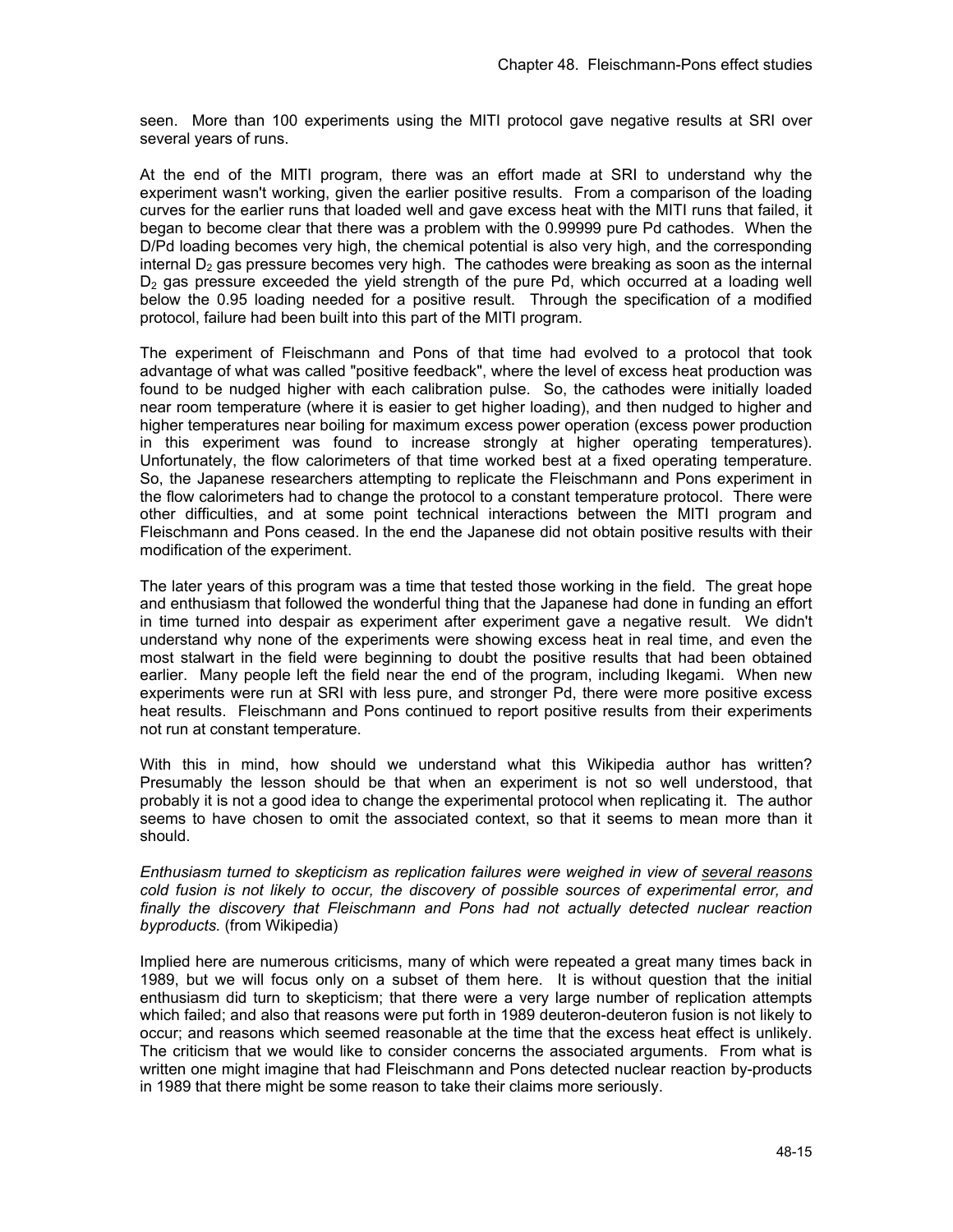seen. More than 100 experiments using the MITI protocol gave negative results at SRI over several years of runs.

At the end of the MITI program, there was an effort made at SRI to understand why the experiment wasn't working, given the earlier positive results. From a comparison of the loading curves for the earlier runs that loaded well and gave excess heat with the MITI runs that failed, it began to become clear that there was a problem with the 0.99999 pure Pd cathodes. When the D/Pd loading becomes very high, the chemical potential is also very high, and the corresponding internal $D_2$ gas pressure becomes very high. The cathodes were breaking as soon as the internal $D_2$ gas pressure exceeded the yield strength of the pure Pd, which occurred at a loading well below the 0.95 loading needed for a positive result. Through the specification of a modified protocol, failure had been built into this part of the MITI program.

The experiment of Fleischmann and Pons of that time had evolved to a protocol that took advantage of what was called "positive feedback", where the level of excess heat production was found to be nudged higher with each calibration pulse. So, the cathodes were initially loaded near room temperature (where it is easier to get higher loading), and then nudged to higher and higher temperatures near boiling for maximum excess power operation (excess power production in this experiment was found to increase strongly at higher operating temperatures). Unfortunately, the flow calorimeters of that time worked best at a fixed operating temperature. So, the Japanese researchers attempting to replicate the Fleischmann and Pons experiment in the flow calorimeters had to change the protocol to a constant temperature protocol. There were other difficulties, and at some point technical interactions between the MITI program and Fleischmann and Pons ceased. In the end the Japanese did not obtain positive results with their modification of the experiment.

The later years of this program was a time that tested those working in the field. The great hope and enthusiasm that followed the wonderful thing that the Japanese had done in funding an effort in time turned into despair as experiment after experiment gave a negative result. We didn't understand why none of the experiments were showing excess heat in real time, and even the most stalwart in the field were beginning to doubt the positive results that had been obtained earlier. Many people left the field near the end of the program, including Ikegami. When new experiments were run at SRI with less pure, and stronger Pd, there were more positive excess heat results. Fleischmann and Pons continued to report positive results from their experiments not run at constant temperature.

With this in mind, how should we understand what this Wikipedia author has written? Presumably the lesson should be that when an experiment is not so well understood, that probably it is not a good idea to change the experimental protocol when replicating it. The author seems to have chosen to omit the associated context, so that it seems to mean more than it should.

*Enthusiasm turned to skepticism as replication failures were weighed in view of several reasons cold fusion is not likely to occur, the discovery of possible sources of experimental error, and finally the discovery that Fleischmann and Pons had not actually detected nuclear reaction byproducts.* (from Wikipedia)

Implied here are numerous criticisms, many of which were repeated a great many times back in 1989, but we will focus only on a subset of them here. It is without question that the initial enthusiasm did turn to skepticism; that there were a very large number of replication attempts which failed; and also that reasons were put forth in 1989 deuteron-deuteron fusion is not likely to occur; and reasons which seemed reasonable at the time that the excess heat effect is unlikely. The criticism that we would like to consider concerns the associated arguments. From what is written one might imagine that had Fleischmann and Pons detected nuclear reaction by-products in 1989 that there might be some reason to take their claims more seriously.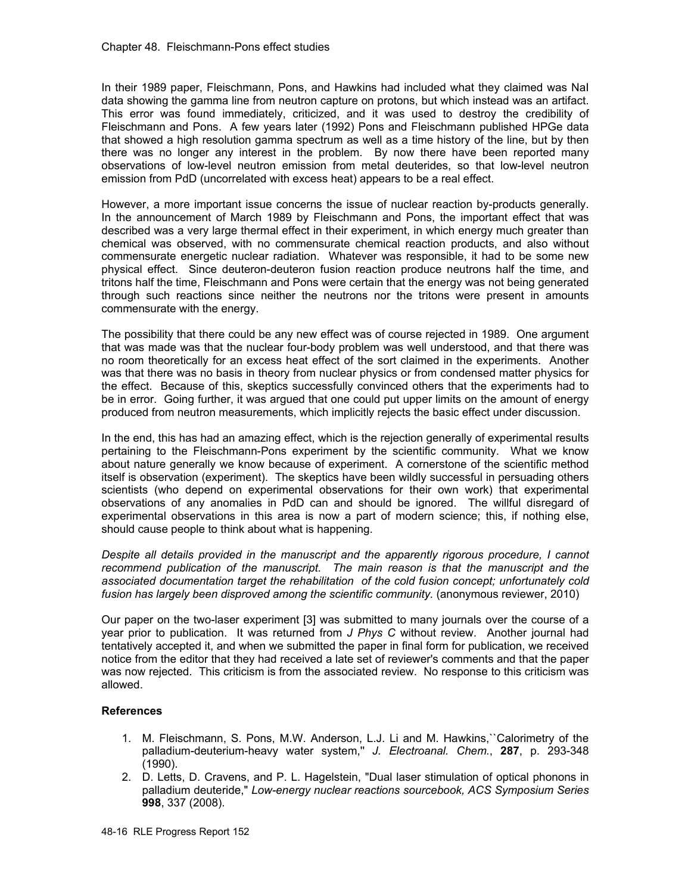In their 1989 paper, Fleischmann, Pons, and Hawkins had included what they claimed was NaI data showing the gamma line from neutron capture on protons, but which instead was an artifact. This error was found immediately, criticized, and it was used to destroy the credibility of Fleischmann and Pons. A few years later (1992) Pons and Fleischmann published HPGe data that showed a high resolution gamma spectrum as well as a time history of the line, but by then there was no longer any interest in the problem. By now there have been reported many observations of low-level neutron emission from metal deuterides, so that low-level neutron emission from PdD (uncorrelated with excess heat) appears to be a real effect.

However, a more important issue concerns the issue of nuclear reaction by-products generally. In the announcement of March 1989 by Fleischmann and Pons, the important effect that was described was a very large thermal effect in their experiment, in which energy much greater than chemical was observed, with no commensurate chemical reaction products, and also without commensurate energetic nuclear radiation. Whatever was responsible, it had to be some new physical effect. Since deuteron-deuteron fusion reaction produce neutrons half the time, and tritons half the time, Fleischmann and Pons were certain that the energy was not being generated through such reactions since neither the neutrons nor the tritons were present in amounts commensurate with the energy.

The possibility that there could be any new effect was of course rejected in 1989. One argument that was made was that the nuclear four-body problem was well understood, and that there was no room theoretically for an excess heat effect of the sort claimed in the experiments. Another was that there was no basis in theory from nuclear physics or from condensed matter physics for the effect. Because of this, skeptics successfully convinced others that the experiments had to be in error. Going further, it was argued that one could put upper limits on the amount of energy produced from neutron measurements, which implicitly rejects the basic effect under discussion.

In the end, this has had an amazing effect, which is the rejection generally of experimental results pertaining to the Fleischmann-Pons experiment by the scientific community. What we know about nature generally we know because of experiment. A cornerstone of the scientific method itself is observation (experiment). The skeptics have been wildly successful in persuading others scientists (who depend on experimental observations for their own work) that experimental observations of any anomalies in PdD can and should be ignored. The willful disregard of experimental observations in this area is now a part of modern science; this, if nothing else, should cause people to think about what is happening.

*Despite all details provided in the manuscript and the apparently rigorous procedure, I cannot recommend publication of the manuscript. The main reason is that the manuscript and the associated documentation target the rehabilitation of the cold fusion concept; unfortunately cold fusion has largely been disproved among the scientific community.* (anonymous reviewer, 2010)

Our paper on the two-laser experiment [3] was submitted to many journals over the course of a year prior to publication. It was returned from *J Phys C* without review. Another journal had tentatively accepted it, and when we submitted the paper in final form for publication, we received notice from the editor that they had received a late set of reviewer's comments and that the paper was now rejected. This criticism is from the associated review. No response to this criticism was allowed.

### References

1. M. Fleischmann, S. Pons, M.W. Anderson, L.J. Li and M. Hawkins,``Calorimetry of the palladium-deuterium-heavy water system,'' *J. Electroanal. Chem.*, **287**, p. 293-348 (1990).
2. D. Letts, D. Cravens, and P. L. Hagelstein, "Dual laser stimulation of optical phonons in palladium deuteride," *Low-energy nuclear reactions sourcebook, ACS Symposium Series* **998**, 337 (2008).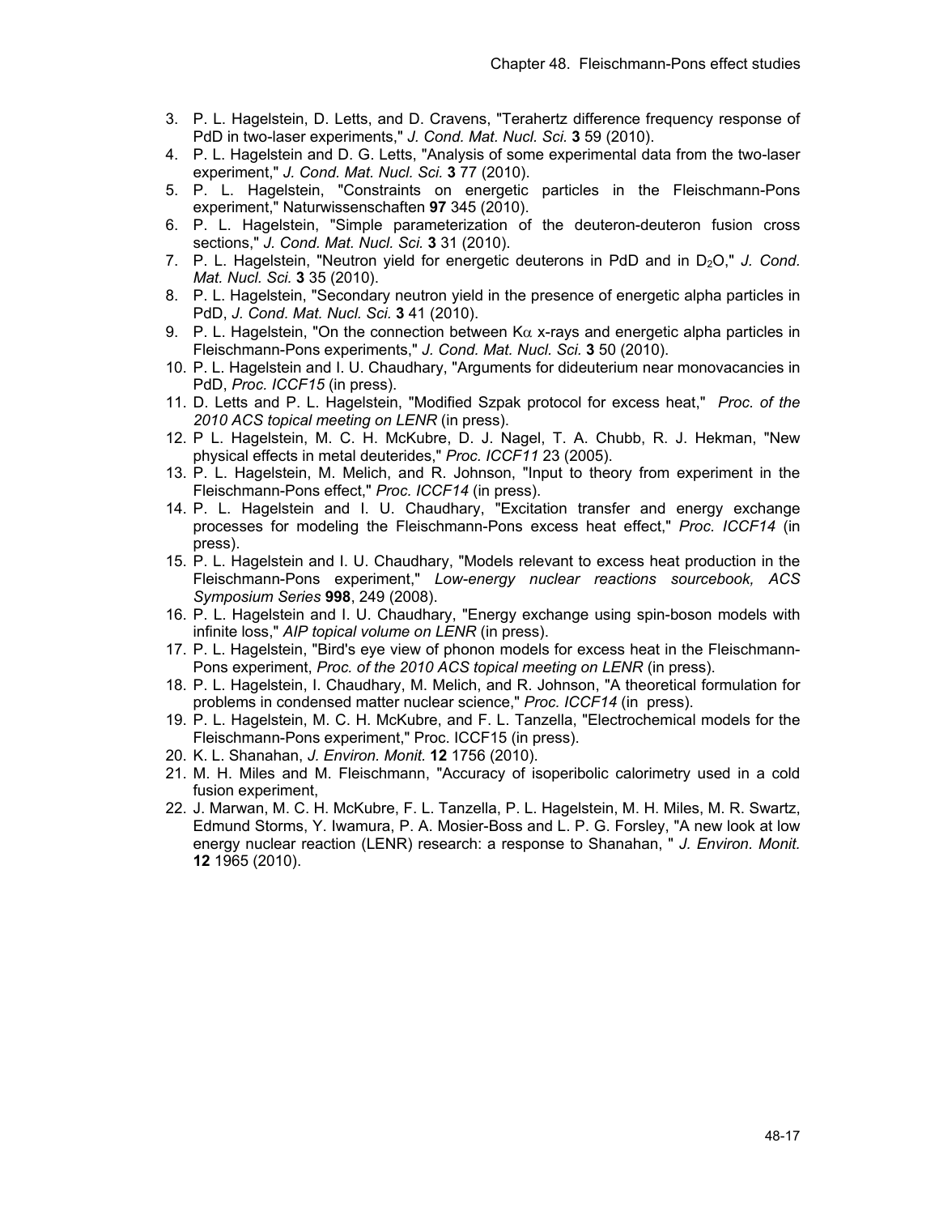3. P. L. Hagelstein, D. Letts, and D. Cravens, "Terahertz difference frequency response of PdD in two-laser experiments," *J. Cond. Mat. Nucl. Sci.* **3** 59 (2010).
4. P. L. Hagelstein and D. G. Letts, "Analysis of some experimental data from the two-laser experiment," *J. Cond. Mat. Nucl. Sci.* **3** 77 (2010).
5. P. L. Hagelstein, "Constraints on energetic particles in the Fleischmann-Pons experiment," Naturwissenschaften **97** 345 (2010).
6. P. L. Hagelstein, "Simple parameterization of the deuteron-deuteron fusion cross sections," *J. Cond. Mat. Nucl. Sci.* **3** 31 (2010).
7. P. L. Hagelstein, "Neutron yield for energetic deuterons in PdD and in $D_2O$," *J. Cond. Mat. Nucl. Sci.* **3** 35 (2010).
8. P. L. Hagelstein, "Secondary neutron yield in the presence of energetic alpha particles in PdD, *J. Cond. Mat. Nucl. Sci.* **3** 41 (2010).
9. P. L. Hagelstein, "On the connection between K$\alpha$ x-rays and energetic alpha particles in Fleischmann-Pons experiments," *J. Cond. Mat. Nucl. Sci.* **3** 50 (2010).
10. P. L. Hagelstein and I. U. Chaudhary, "Arguments for dideuterium near monovacancies in PdD, *Proc. ICCF15* (in press).
11. D. Letts and P. L. Hagelstein, "Modified Szpak protocol for excess heat," *Proc. of the 2010 ACS topical meeting on LENR* (in press).
12. P L. Hagelstein, M. C. H. McKubre, D. J. Nagel, T. A. Chubb, R. J. Hekman, "New physical effects in metal deuterides," *Proc. ICCF11* 23 (2005).
13. P. L. Hagelstein, M. Melich, and R. Johnson, "Input to theory from experiment in the Fleischmann-Pons effect," *Proc. ICCF14* (in press).
14. P. L. Hagelstein and I. U. Chaudhary, "Excitation transfer and energy exchange processes for modeling the Fleischmann-Pons excess heat effect," *Proc. ICCF14* (in press).
15. P. L. Hagelstein and I. U. Chaudhary, "Models relevant to excess heat production in the Fleischmann-Pons experiment," *Low-energy nuclear reactions sourcebook, ACS Symposium Series* **998**, 249 (2008).
16. P. L. Hagelstein and I. U. Chaudhary, "Energy exchange using spin-boson models with infinite loss," *AIP topical volume on LENR* (in press).
17. P. L. Hagelstein, "Bird's eye view of phonon models for excess heat in the Fleischmann-Pons experiment, *Proc. of the 2010 ACS topical meeting on LENR* (in press).
18. P. L. Hagelstein, I. Chaudhary, M. Melich, and R. Johnson, "A theoretical formulation for problems in condensed matter nuclear science," *Proc. ICCF14* (in press).
19. P. L. Hagelstein, M. C. H. McKubre, and F. L. Tanzella, "Electrochemical models for the Fleischmann-Pons experiment," Proc. ICCF15 (in press).
20. K. L. Shanahan, *J. Environ. Monit.* **12** 1756 (2010).
21. M. H. Miles and M. Fleischmann, "Accuracy of isoperibolic calorimetry used in a cold fusion experiment,
22. J. Marwan, M. C. H. McKubre, F. L. Tanzella, P. L. Hagelstein, M. H. Miles, M. R. Swartz, Edmund Storms, Y. Iwamura, P. A. Mosier-Boss and L. P. G. Forsley, "A new look at low energy nuclear reaction (LENR) research: a response to Shanahan, " *J. Environ. Monit.* **12** 1965 (2010).